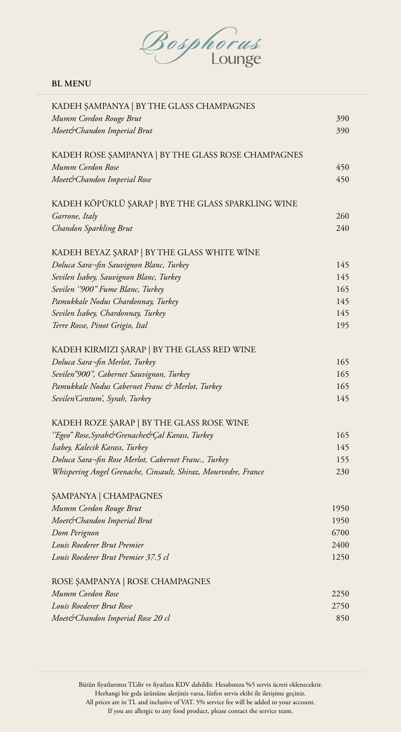# Bosphorus Lounge

**BL MENU**

## KADEH ŞAMPANYA | BY THE GLASS CHAMPAGNES

| | |
|---|---|
| *Mumm Cordon Rouge Brut* | 390 |
| *Moet&Chandon Imperial Brut* | 390 |

## KADEH ROSE ŞAMPANYA | BY THE GLASS ROSE CHAMPAGNES

| | |
|---|---|
| *Mumm Cordon Rose* | 450 |
| *Moet&Chandon Imperial Rose* | 450 |

## KADEH KÖPÜKLÜ ŞARAP | BYE THE GLASS SPARKLING WINE

| | |
|---|---|
| *Garrone, Italy* | 260 |
| *Chandon Sparkling Brut* | 240 |

## KADEH BEYAZ ŞARAP | BY THE GLASS WHITE WİNE

| | |
|---|---|
| *Doluca Sara¬fin Sauvignon Blanc, Turkey* | 145 |
| *Sevilen İsabey, Sauvignon Blanc, Turkey* | 145 |
| *Sevilen "900" Fume Blanc, Turkey* | 165 |
| *Pamukkale Nodus Chardonnay, Turkey* | 145 |
| *Sevilen İsabey, Chardonnay, Turkey* | 145 |
| *Terre Rosse, Pinot Grigio, Ital* | 195 |

## KADEH KIRMIZI ŞARAP | BY THE GLASS RED WINE

| | |
|---|---|
| *Doluca Sara¬fin Merlot, Turkey* | 165 |
| *Sevilen"900", Cabernet Sauvignon, Turkey* | 165 |
| *Pamukkale Nodus Cabernet Franc & Merlot, Turkey* | 165 |
| *Sevilen'Centum', Syrah, Turkey* | 145 |

## KADEH ROZE ŞARAP | BY THE GLASS ROSE WINE

| | |
|---|---|
| *"Egeo" Rose,Syrah&Grenache&Çal Karası, Turkey* | 165 |
| *İsabey, Kalecik Karası, Turkey* | 145 |
| *Doluca Sara¬fin Rose Merlot, Cabernet Franc., Turkey* | 155 |
| *Whispering Angel Grenache, Cinsault, Shiraz, Mourvedre, France* | 230 |

## ŞAMPANYA | CHAMPAGNES

| | |
|---|---|
| *Mumm Cordon Rouge Brut* | 1950 |
| *Moet&Chandon Imperial Brut* | 1950 |
| *Dom Perignon* | 6700 |
| *Louis Roederer Brut Premier* | 2400 |
| *Louis Roederer Brut Premier 37.5 cl* | 1250 |

## ROSE ŞAMPANYA | ROSE CHAMPAGNES

| | |
|---|---|
| *Mumm Cordon Rose* | 2250 |
| *Louis Roederer Brut Rose* | 2750 |
| *Moet&Chandon Imperial Rose 20 cl* | 850 |

Bütün fiyatlarımız TL'dir ve fiyatlara KDV dahildir. Hesabınıza %5 servis ücreti eklenecektir.
Herhangi bir gıda ürününe alerjiniz varsa, lütfen servis ekibi ile iletişime geçiniz.
All prices are in TL and inclusive of VAT. 5% service fee will be added to your account.
If you are allergic to any food product, please contact the service team.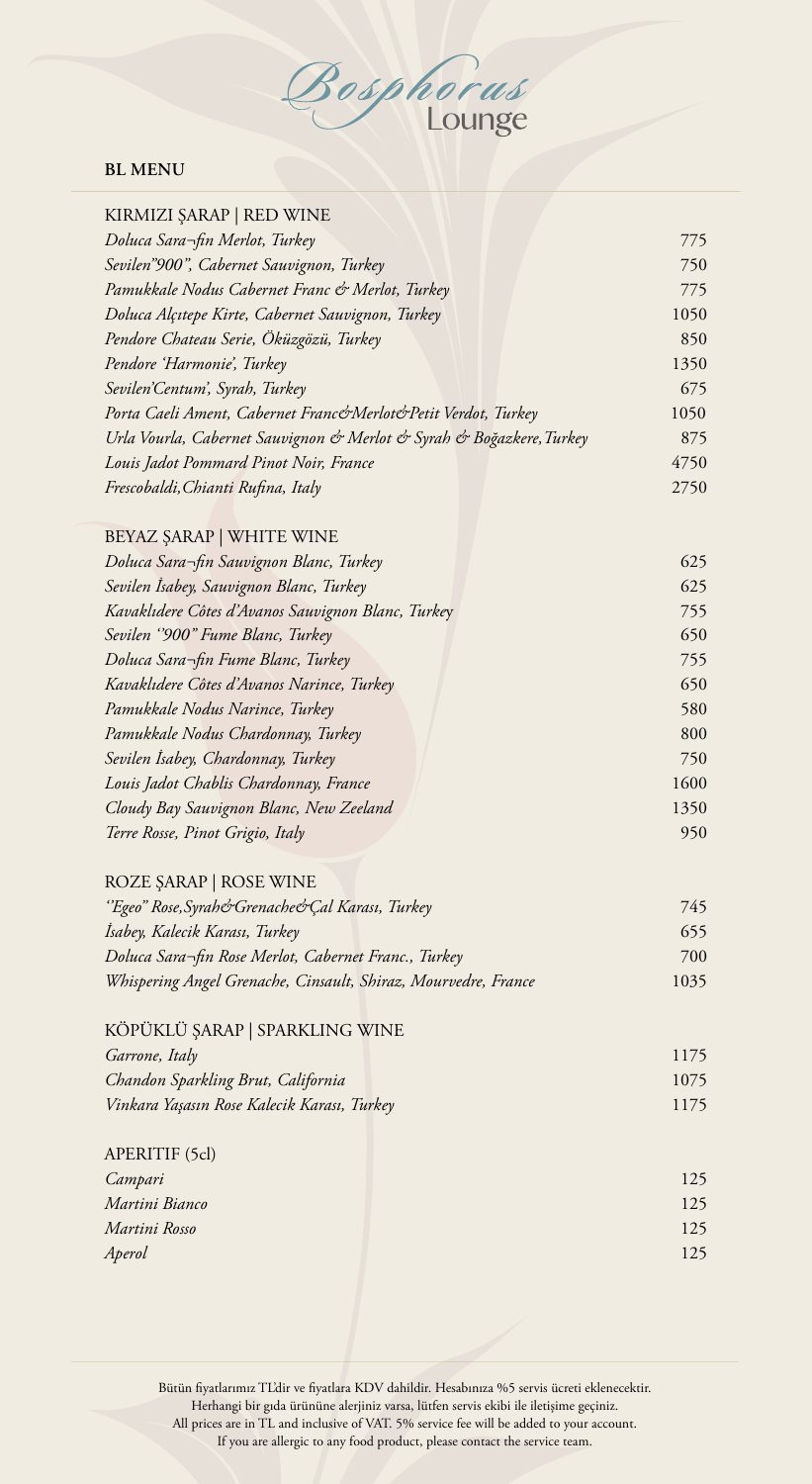# Bosphorus Lounge

**BL MENU**

## KIRMIZI ŞARAP | RED WINE

| | |
|---|---|
| *Doluca Sara¬fin Merlot, Turkey* | 775 |
| *Sevilen"900", Cabernet Sauvignon, Turkey* | 750 |
| *Pamukkale Nodus Cabernet Franc & Merlot, Turkey* | 775 |
| *Doluca Alçıtepe Kirte, Cabernet Sauvignon, Turkey* | 1050 |
| *Pendore Chateau Serie, Öküzgözü, Turkey* | 850 |
| *Pendore 'Harmonie', Turkey* | 1350 |
| *Sevilen'Centum', Syrah, Turkey* | 675 |
| *Porta Caeli Ament, Cabernet Franc&Merlot&Petit Verdot, Turkey* | 1050 |
| *Urla Vourla, Cabernet Sauvignon & Merlot & Syrah & Boğazkere,Turkey* | 875 |
| *Louis Jadot Pommard Pinot Noir, France* | 4750 |
| *Frescobaldi,Chianti Rufina, Italy* | 2750 |

## BEYAZ ŞARAP | WHITE WINE

| | |
|---|---|
| *Doluca Sara¬fin Sauvignon Blanc, Turkey* | 625 |
| *Sevilen İsabey, Sauvignon Blanc, Turkey* | 625 |
| *Kavaklıdere Côtes d'Avanos Sauvignon Blanc, Turkey* | 755 |
| *Sevilen "900" Fume Blanc, Turkey* | 650 |
| *Doluca Sara¬fin Fume Blanc, Turkey* | 755 |
| *Kavaklıdere Côtes d'Avanos Narince, Turkey* | 650 |
| *Pamukkale Nodus Narince, Turkey* | 580 |
| *Pamukkale Nodus Chardonnay, Turkey* | 800 |
| *Sevilen İsabey, Chardonnay, Turkey* | 750 |
| *Louis Jadot Chablis Chardonnay, France* | 1600 |
| *Cloudy Bay Sauvignon Blanc, New Zeeland* | 1350 |
| *Terre Rosse, Pinot Grigio, Italy* | 950 |

## ROZE ŞARAP | ROSE WINE

| | |
|---|---|
| *"Egeo" Rose,Syrah&Grenache&Çal Karası, Turkey* | 745 |
| *İsabey, Kalecik Karası, Turkey* | 655 |
| *Doluca Sara¬fin Rose Merlot, Cabernet Franc., Turkey* | 700 |
| *Whispering Angel Grenache, Cinsault, Shiraz, Mourvedre, France* | 1035 |

## KÖPÜKLÜ ŞARAP | SPARKLING WINE

| | |
|---|---|
| *Garrone, Italy* | 1175 |
| *Chandon Sparkling Brut, California* | 1075 |
| *Vinkara Yaşasın Rose Kalecik Karası, Turkey* | 1175 |

## APERITIF (5cl)

| | |
|---|---|
| *Campari* | 125 |
| *Martini Bianco* | 125 |
| *Martini Rosso* | 125 |
| *Aperol* | 125 |

Bütün fiyatlarımız TL'dir ve fiyatlara KDV dahildir. Hesabınıza %5 servis ücreti eklenecektir.
Herhangi bir gıda ürününe alerjiniz varsa, lütfen servis ekibi ile iletişime geçiniz.
All prices are in TL and inclusive of VAT. 5% service fee will be added to your account.
If you are allergic to any food product, please contact the service team.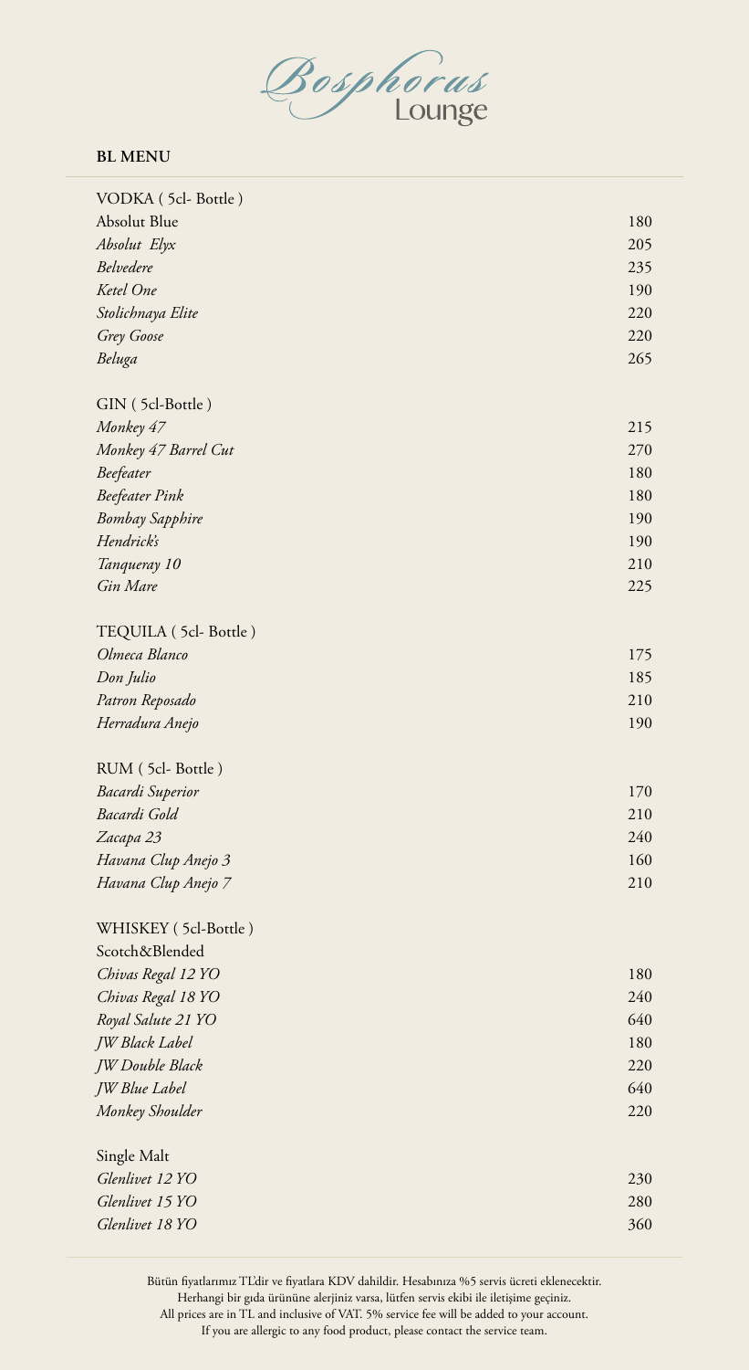# Bosphorus Lounge

**BL MENU**

| VODKA ( 5cl- Bottle ) | |
|---|---|
| Absolut Blue | 180 |
| *Absolut Elyx* | 205 |
| *Belvedere* | 235 |
| *Ketel One* | 190 |
| *Stolichnaya Elite* | 220 |
| *Grey Goose* | 220 |
| *Beluga* | 265 |

| GIN ( 5cl-Bottle ) | |
|---|---|
| *Monkey 47* | 215 |
| *Monkey 47 Barrel Cut* | 270 |
| *Beefeater* | 180 |
| *Beefeater Pink* | 180 |
| *Bombay Sapphire* | 190 |
| *Hendrick's* | 190 |
| *Tanqueray 10* | 210 |
| *Gin Mare* | 225 |

| TEQUILA ( 5cl- Bottle ) | |
|---|---|
| *Olmeca Blanco* | 175 |
| *Don Julio* | 185 |
| *Patron Reposado* | 210 |
| *Herradura Anejo* | 190 |

| RUM ( 5cl- Bottle ) | |
|---|---|
| *Bacardi Superior* | 170 |
| *Bacardi Gold* | 210 |
| *Zacapa 23* | 240 |
| *Havana Clup Anejo 3* | 160 |
| *Havana Clup Anejo 7* | 210 |

| WHISKEY ( 5cl-Bottle ) | |
|---|---|
| Scotch&Blended | |
| *Chivas Regal 12 YO* | 180 |
| *Chivas Regal 18 YO* | 240 |
| *Royal Salute 21 YO* | 640 |
| *JW Black Label* | 180 |
| *JW Double Black* | 220 |
| *JW Blue Label* | 640 |
| *Monkey Shoulder* | 220 |

| Single Malt | |
|---|---|
| *Glenlivet 12 YO* | 230 |
| *Glenlivet 15 YO* | 280 |
| *Glenlivet 18 YO* | 360 |

Bütün fiyatlarımız TL'dir ve fiyatlara KDV dahildir. Hesabınıza %5 servis ücreti eklenecektir.
Herhangi bir gıda ürününe alerjiniz varsa, lütfen servis ekibi ile iletişime geçiniz.
All prices are in TL and inclusive of VAT. 5% service fee will be added to your account.
If you are allergic to any food product, please contact the service team.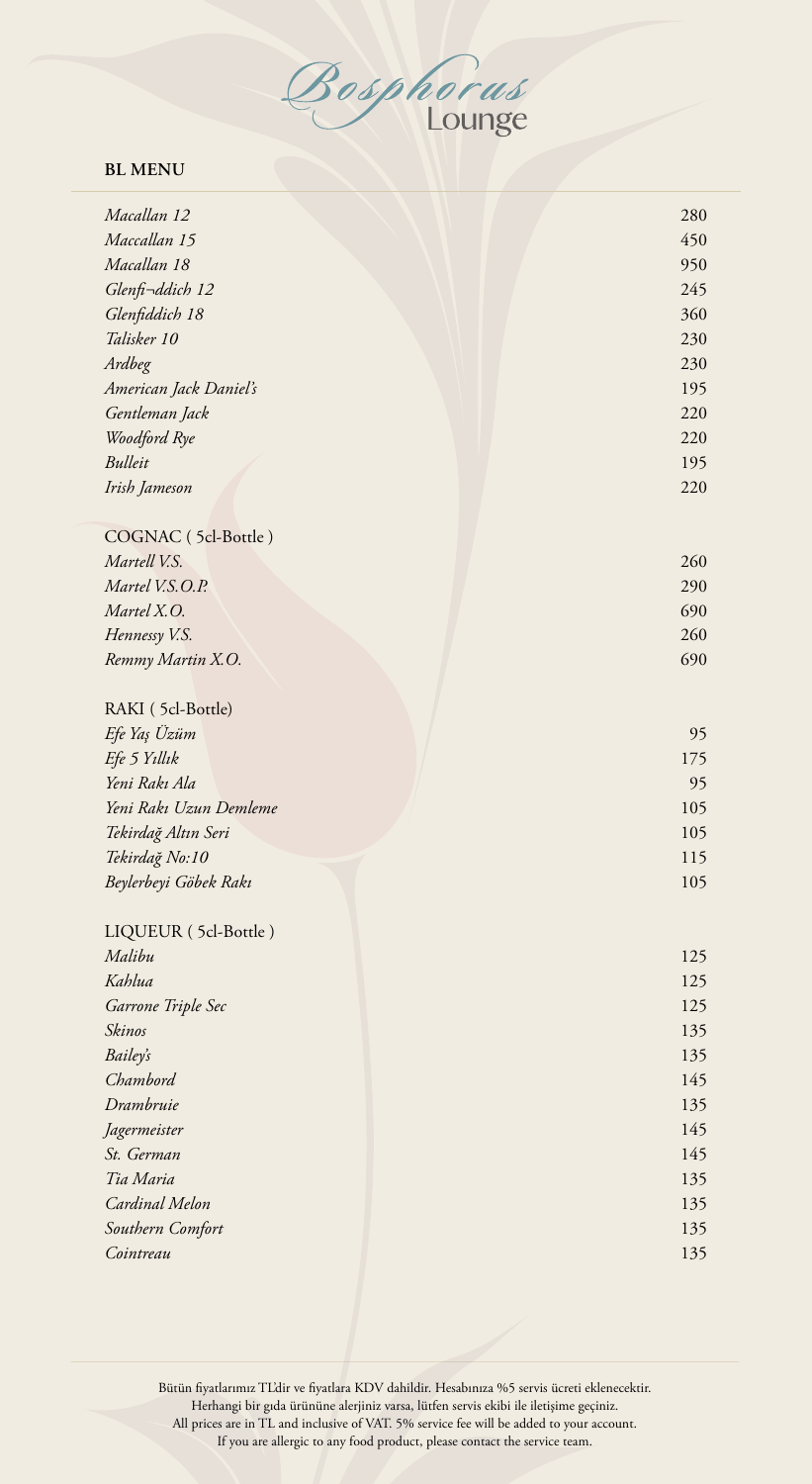# Bosphorus Lounge

## BL MENU

| | |
|---|---|
| *Macallan 12* | 280 |
| *Maccallan 15* | 450 |
| *Macallan 18* | 950 |
| *Glenfi¬ddich 12* | 245 |
| *Glenfiddich 18* | 360 |
| *Talisker 10* | 230 |
| *Ardbeg* | 230 |
| *American Jack Daniel's* | 195 |
| *Gentleman Jack* | 220 |
| *Woodford Rye* | 220 |
| *Bulleit* | 195 |
| *Irish Jameson* | 220 |

### COGNAC ( 5cl-Bottle )

| | |
|---|---|
| *Martell V.S.* | 260 |
| *Martel V.S.O.P.* | 290 |
| *Martel X.O.* | 690 |
| *Hennessy V.S.* | 260 |
| *Remmy Martin X.O.* | 690 |

### RAKI ( 5cl-Bottle)

| | |
|---|---|
| *Efe Yaş Üzüm* | 95 |
| *Efe 5 Yıllık* | 175 |
| *Yeni Rakı Ala* | 95 |
| *Yeni Rakı Uzun Demleme* | 105 |
| *Tekirdağ Altın Seri* | 105 |
| *Tekirdağ No:10* | 115 |
| *Beylerbeyi Göbek Rakı* | 105 |

### LIQUEUR ( 5cl-Bottle )

| | |
|---|---|
| *Malibu* | 125 |
| *Kahlua* | 125 |
| *Garrone Triple Sec* | 125 |
| *Skinos* | 135 |
| *Bailey's* | 135 |
| *Chambord* | 145 |
| *Drambruie* | 135 |
| *Jagermeister* | 145 |
| *St. German* | 145 |
| *Tia Maria* | 135 |
| *Cardinal Melon* | 135 |
| *Southern Comfort* | 135 |
| *Cointreau* | 135 |

Bütün fiyatlarımız TL'dir ve fiyatlara KDV dahildir. Hesabınıza %5 servis ücreti eklenecektir.
Herhangi bir gıda ürününe alerjiniz varsa, lütfen servis ekibi ile iletişime geçiniz.
All prices are in TL and inclusive of VAT. 5% service fee will be added to your account.
If you are allergic to any food product, please contact the service team.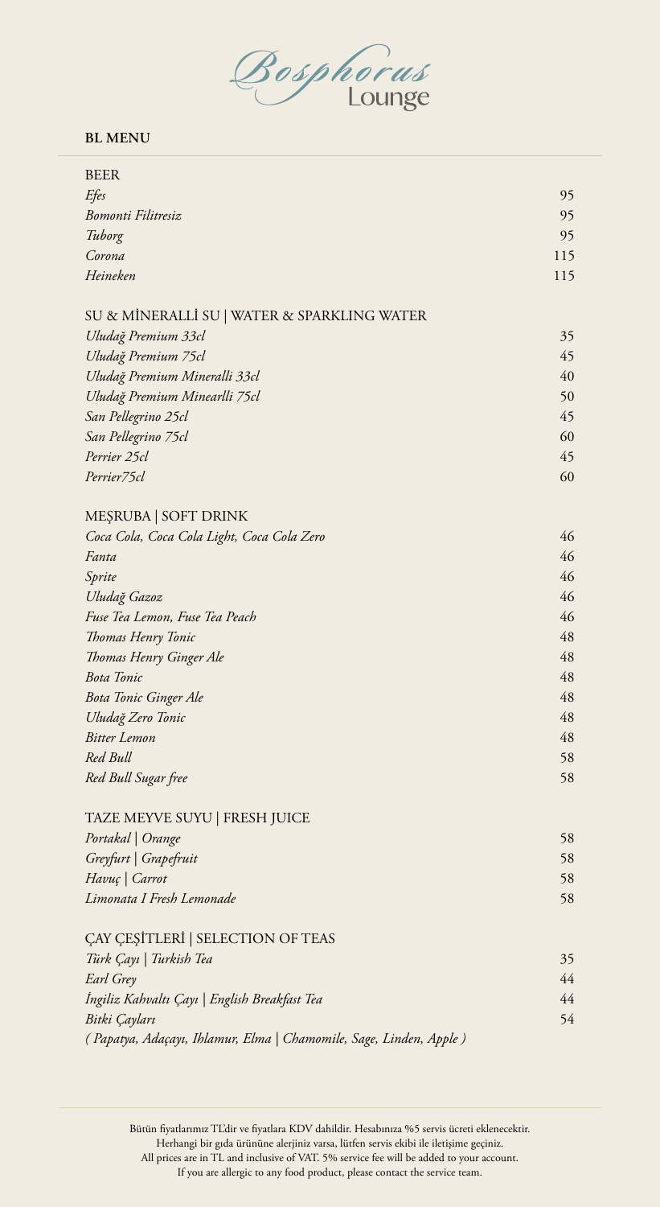# Bosphorus Lounge

## BL MENU

### BEER

| | |
|---|---|
| *Efes* | 95 |
| *Bomonti Filitresiz* | 95 |
| *Tuborg* | 95 |
| *Corona* | 115 |
| *Heineken* | 115 |

### SU & MİNERALLİ SU | WATER & SPARKLING WATER

| | |
|---|---|
| *Uludağ Premium 33cl* | 35 |
| *Uludağ Premium 75cl* | 45 |
| *Uludağ Premium Mineralli 33cl* | 40 |
| *Uludağ Premium Minearlli 75cl* | 50 |
| *San Pellegrino 25cl* | 45 |
| *San Pellegrino 75cl* | 60 |
| *Perrier 25cl* | 45 |
| *Perrier75cl* | 60 |

### MEŞRUBA | SOFT DRINK

| | |
|---|---|
| *Coca Cola, Coca Cola Light, Coca Cola Zero* | 46 |
| *Fanta* | 46 |
| *Sprite* | 46 |
| *Uludağ Gazoz* | 46 |
| *Fuse Tea Lemon, Fuse Tea Peach* | 46 |
| *Thomas Henry Tonic* | 48 |
| *Thomas Henry Ginger Ale* | 48 |
| *Bota Tonic* | 48 |
| *Bota Tonic Ginger Ale* | 48 |
| *Uludağ Zero Tonic* | 48 |
| *Bitter Lemon* | 48 |
| *Red Bull* | 58 |
| *Red Bull Sugar free* | 58 |

### TAZE MEYVE SUYU | FRESH JUICE

| | |
|---|---|
| *Portakal \| Orange* | 58 |
| *Greyfurt \| Grapefruit* | 58 |
| *Havuç \| Carrot* | 58 |
| *Limonata I Fresh Lemonade* | 58 |

### ÇAY ÇEŞİTLERİ | SELECTION OF TEAS

| | |
|---|---|
| *Türk Çayı \| Turkish Tea* | 35 |
| *Earl Grey* | 44 |
| *İngiliz Kahvaltı Çayı \| English Breakfast Tea* | 44 |
| *Bitki Çayları* | 54 |

*( Papatya, Adaçayı, Ihlamur, Elma | Chamomile, Sage, Linden, Apple )*

Bütün fiyatlarımız TL'dir ve fiyatlara KDV dahildir. Hesabınıza %5 servis ücreti eklenecektir.
Herhangi bir gıda ürününe alerjiniz varsa, lütfen servis ekibi ile iletişime geçiniz.
All prices are in TL and inclusive of VAT. 5% service fee will be added to your account.
If you are allergic to any food product, please contact the service team.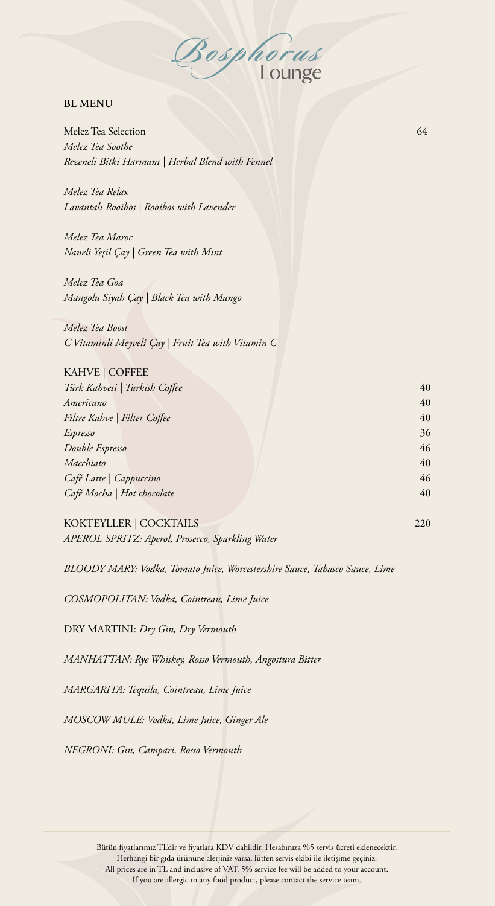# Bosphorus Lounge

## BL MENU

| | |
|---|---|
| Melez Tea Selection | 64 |
| *Melez Tea Soothe* | |
| *Rezeneli Bitki Harmanı \| Herbal Blend with Fennel* | |
| *Melez Tea Relax* | |
| *Lavantalı Rooibos \| Rooibos with Lavender* | |
| *Melez Tea Maroc* | |
| *Naneli Yeşil Çay \| Green Tea with Mint* | |
| *Melez Tea Goa* | |
| *Mangolu Siyah Çay \| Black Tea with Mango* | |
| *Melez Tea Boost* | |
| *C Vitaminli Meyveli Çay \| Fruit Tea with Vitamin C* | |

### KAHVE | COFFEE

| | |
|---|---|
| *Türk Kahvesi \| Turkish Coffee* | 40 |
| *Americano* | 40 |
| *Filtre Kahve \| Filter Coffee* | 40 |
| *Espresso* | 36 |
| *Double Espresso* | 46 |
| *Macchiato* | 40 |
| *Café Latte \| Cappuccino* | 46 |
| *Café Mocha \| Hot chocolate* | 40 |

### KOKTEYLLER | COCKTAILS — 220

*APEROL SPRITZ: Aperol, Prosecco, Sparkling Water*

*BLOODY MARY: Vodka, Tomato Juice, Worcestershire Sauce, Tabasco Sauce, Lime*

*COSMOPOLITAN: Vodka, Cointreau, Lime Juice*

DRY MARTINI: *Dry Gin, Dry Vermouth*

*MANHATTAN: Rye Whiskey, Rosso Vermouth, Angostura Bitter*

*MARGARITA: Tequila, Cointreau, Lime Juice*

*MOSCOW MULE: Vodka, Lime Juice, Ginger Ale*

*NEGRONI: Gin, Campari, Rosso Vermouth*

Bütün fiyatlarımız TL'dir ve fiyatlara KDV dahildir. Hesabınıza %5 servis ücreti eklenecektir.
Herhangi bir gıda ürününe alerjiniz varsa, lütfen servis ekibi ile iletişime geçiniz.
All prices are in TL and inclusive of VAT. 5% service fee will be added to your account.
If you are allergic to any food product, please contact the service team.